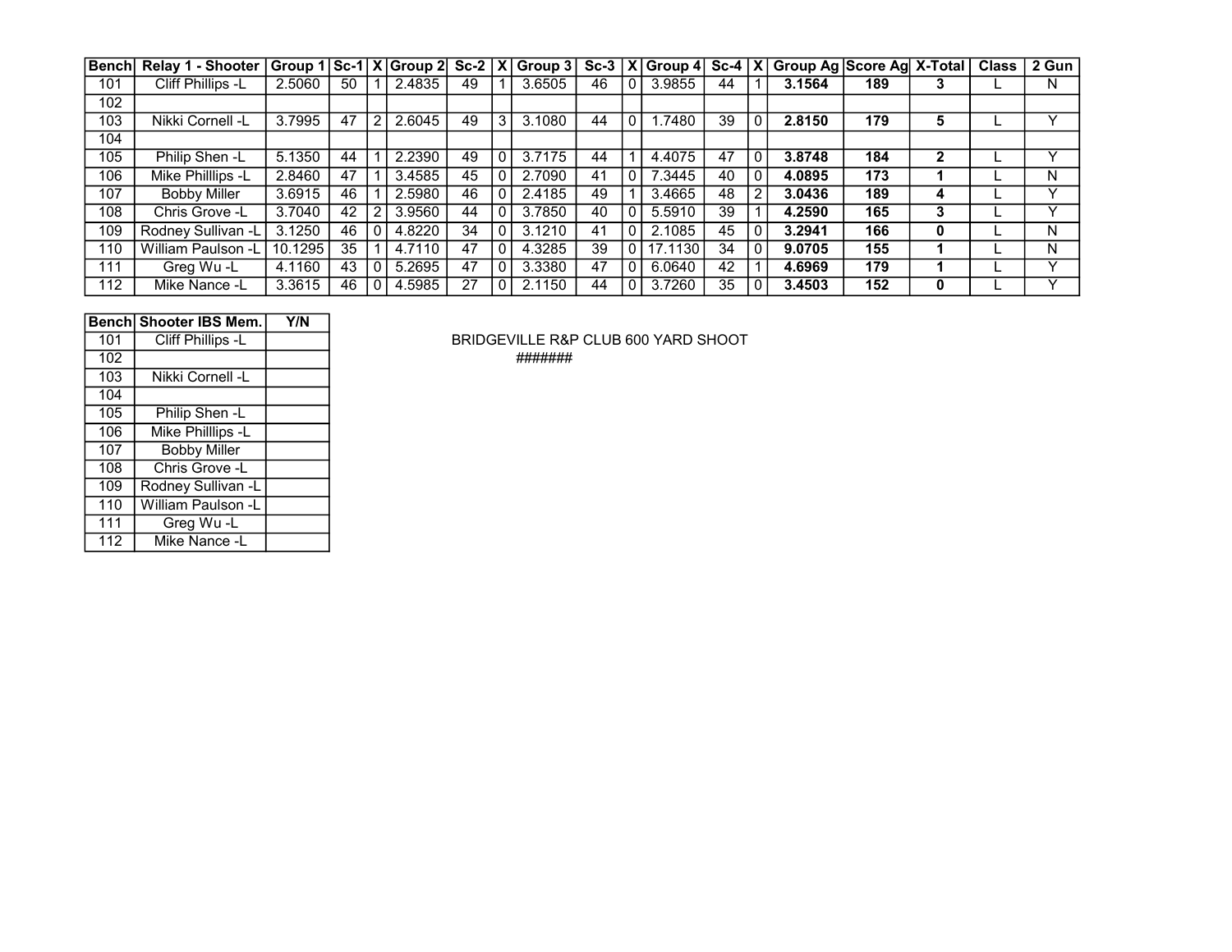| Bench | Relay 1 - Shooter | Group 1 | Sc-1 | X | Group 2 | Sc-2 | X | Group 3 | Sc-3 | X | Group 4 | Sc-4 | X | Group Ag | Score Ag | X-Total | Class | 2 Gun |
|---|---|---|---|---|---|---|---|---|---|---|---|---|---|---|---|---|---|---|
| 101 | Cliff Phillips -L | 2.5060 | 50 | 1 | 2.4835 | 49 | 1 | 3.6505 | 46 | 0 | 3.9855 | 44 | 1 | **3.1564** | **189** | **3** | L | N |
| 102 | | | | | | | | | | | | | | | | | | |
| 103 | Nikki Cornell -L | 3.7995 | 47 | 2 | 2.6045 | 49 | 3 | 3.1080 | 44 | 0 | 1.7480 | 39 | 0 | **2.8150** | **179** | **5** | L | Y |
| 104 | | | | | | | | | | | | | | | | | | |
| 105 | Philip Shen -L | 5.1350 | 44 | 1 | 2.2390 | 49 | 0 | 3.7175 | 44 | 1 | 4.4075 | 47 | 0 | **3.8748** | **184** | **2** | L | Y |
| 106 | Mike Philllips -L | 2.8460 | 47 | 1 | 3.4585 | 45 | 0 | 2.7090 | 41 | 0 | 7.3445 | 40 | 0 | **4.0895** | **173** | **1** | L | N |
| 107 | Bobby Miller | 3.6915 | 46 | 1 | 2.5980 | 46 | 0 | 2.4185 | 49 | 1 | 3.4665 | 48 | 2 | **3.0436** | **189** | **4** | L | Y |
| 108 | Chris Grove -L | 3.7040 | 42 | 2 | 3.9560 | 44 | 0 | 3.7850 | 40 | 0 | 5.5910 | 39 | 1 | **4.2590** | **165** | **3** | L | Y |
| 109 | Rodney Sullivan -L | 3.1250 | 46 | 0 | 4.8220 | 34 | 0 | 3.1210 | 41 | 0 | 2.1085 | 45 | 0 | **3.2941** | **166** | **0** | L | N |
| 110 | William Paulson -L | 10.1295 | 35 | 1 | 4.7110 | 47 | 0 | 4.3285 | 39 | 0 | 17.1130 | 34 | 0 | **9.0705** | **155** | **1** | L | N |
| 111 | Greg Wu -L | 4.1160 | 43 | 0 | 5.2695 | 47 | 0 | 3.3380 | 47 | 0 | 6.0640 | 42 | 1 | **4.6969** | **179** | **1** | L | Y |
| 112 | Mike Nance -L | 3.3615 | 46 | 0 | 4.5985 | 27 | 0 | 2.1150 | 44 | 0 | 3.7260 | 35 | 0 | **3.4503** | **152** | **0** | L | Y |

| Bench | Shooter IBS Mem. | Y/N |
|---|---|---|
| 101 | Cliff Phillips -L | |
| 102 | | |
| 103 | Nikki Cornell -L | |
| 104 | | |
| 105 | Philip Shen -L | |
| 106 | Mike Philllips -L | |
| 107 | Bobby Miller | |
| 108 | Chris Grove -L | |
| 109 | Rodney Sullivan -L | |
| 110 | William Paulson -L | |
| 111 | Greg Wu -L | |
| 112 | Mike Nance -L | |

BRIDGEVILLE R&P CLUB 600 YARD SHOOT

#######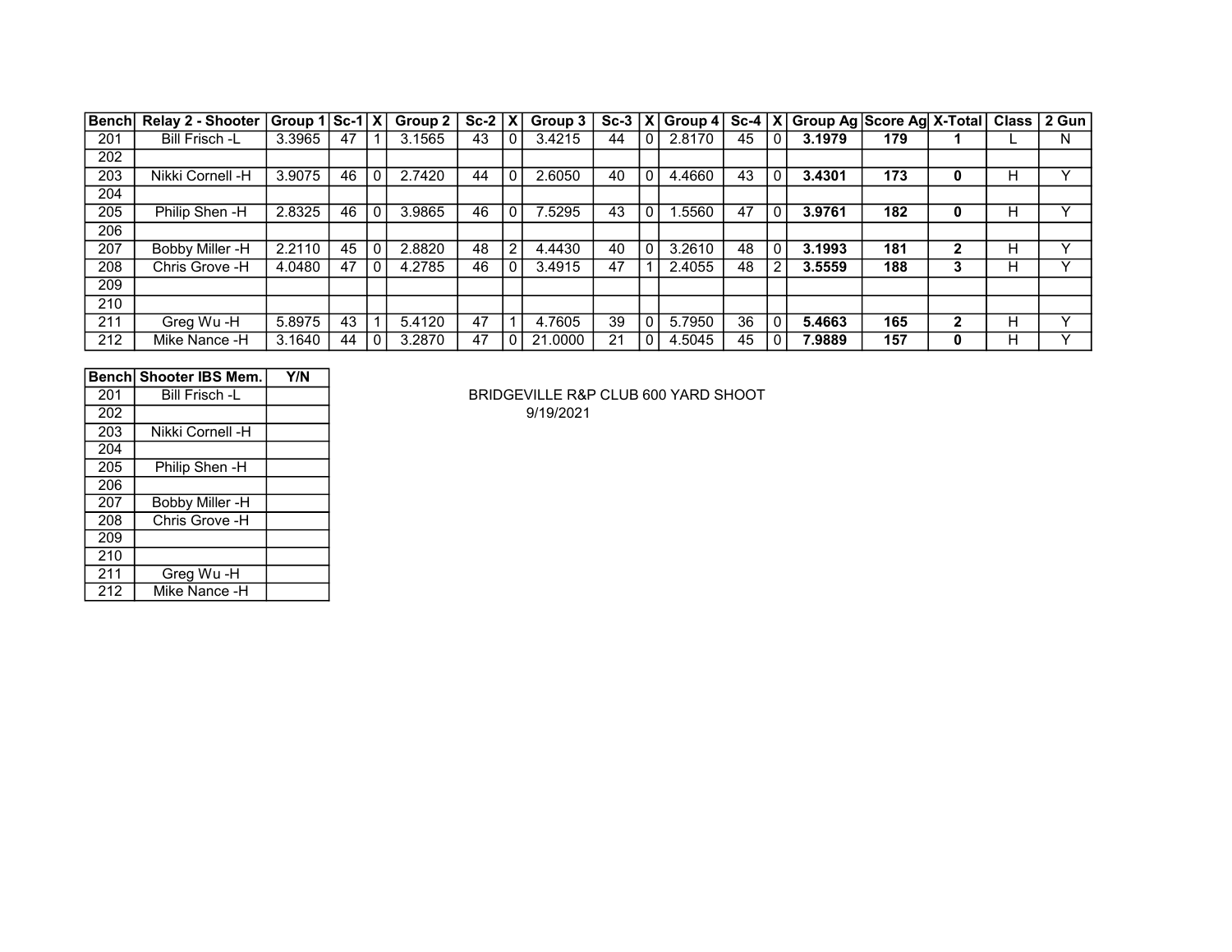| Bench | Relay 2 - Shooter | Group 1 | Sc-1 | X | Group 2 | Sc-2 | X | Group 3 | Sc-3 | X | Group 4 | Sc-4 | X | Group Ag | Score Ag | X-Total | Class | 2 Gun |
|---|---|---|---|---|---|---|---|---|---|---|---|---|---|---|---|---|---|---|
| 201 | Bill Frisch -L | 3.3965 | 47 | 1 | 3.1565 | 43 | 0 | 3.4215 | 44 | 0 | 2.8170 | 45 | 0 | **3.1979** | **179** | **1** | L | N |
| 202 | | | | | | | | | | | | | | | | | | |
| 203 | Nikki Cornell -H | 3.9075 | 46 | 0 | 2.7420 | 44 | 0 | 2.6050 | 40 | 0 | 4.4660 | 43 | 0 | **3.4301** | **173** | **0** | H | Y |
| 204 | | | | | | | | | | | | | | | | | | |
| 205 | Philip Shen -H | 2.8325 | 46 | 0 | 3.9865 | 46 | 0 | 7.5295 | 43 | 0 | 1.5560 | 47 | 0 | **3.9761** | **182** | **0** | H | Y |
| 206 | | | | | | | | | | | | | | | | | | |
| 207 | Bobby Miller -H | 2.2110 | 45 | 0 | 2.8820 | 48 | 2 | 4.4430 | 40 | 0 | 3.2610 | 48 | 0 | **3.1993** | **181** | **2** | H | Y |
| 208 | Chris Grove -H | 4.0480 | 47 | 0 | 4.2785 | 46 | 0 | 3.4915 | 47 | 1 | 2.4055 | 48 | 2 | **3.5559** | **188** | **3** | H | Y |
| 209 | | | | | | | | | | | | | | | | | | |
| 210 | | | | | | | | | | | | | | | | | | |
| 211 | Greg Wu -H | 5.8975 | 43 | 1 | 5.4120 | 47 | 1 | 4.7605 | 39 | 0 | 5.7950 | 36 | 0 | **5.4663** | **165** | **2** | H | Y |
| 212 | Mike Nance -H | 3.1640 | 44 | 0 | 3.2870 | 47 | 0 | 21.0000 | 21 | 0 | 4.5045 | 45 | 0 | **7.9889** | **157** | **0** | H | Y |

| Bench | Shooter IBS Mem. | Y/N |
|---|---|---|
| 201 | Bill Frisch -L | |
| 202 | | |
| 203 | Nikki Cornell -H | |
| 204 | | |
| 205 | Philip Shen -H | |
| 206 | | |
| 207 | Bobby Miller -H | |
| 208 | Chris Grove -H | |
| 209 | | |
| 210 | | |
| 211 | Greg Wu -H | |
| 212 | Mike Nance -H | |

BRIDGEVILLE R&P CLUB 600 YARD SHOOT

9/19/2021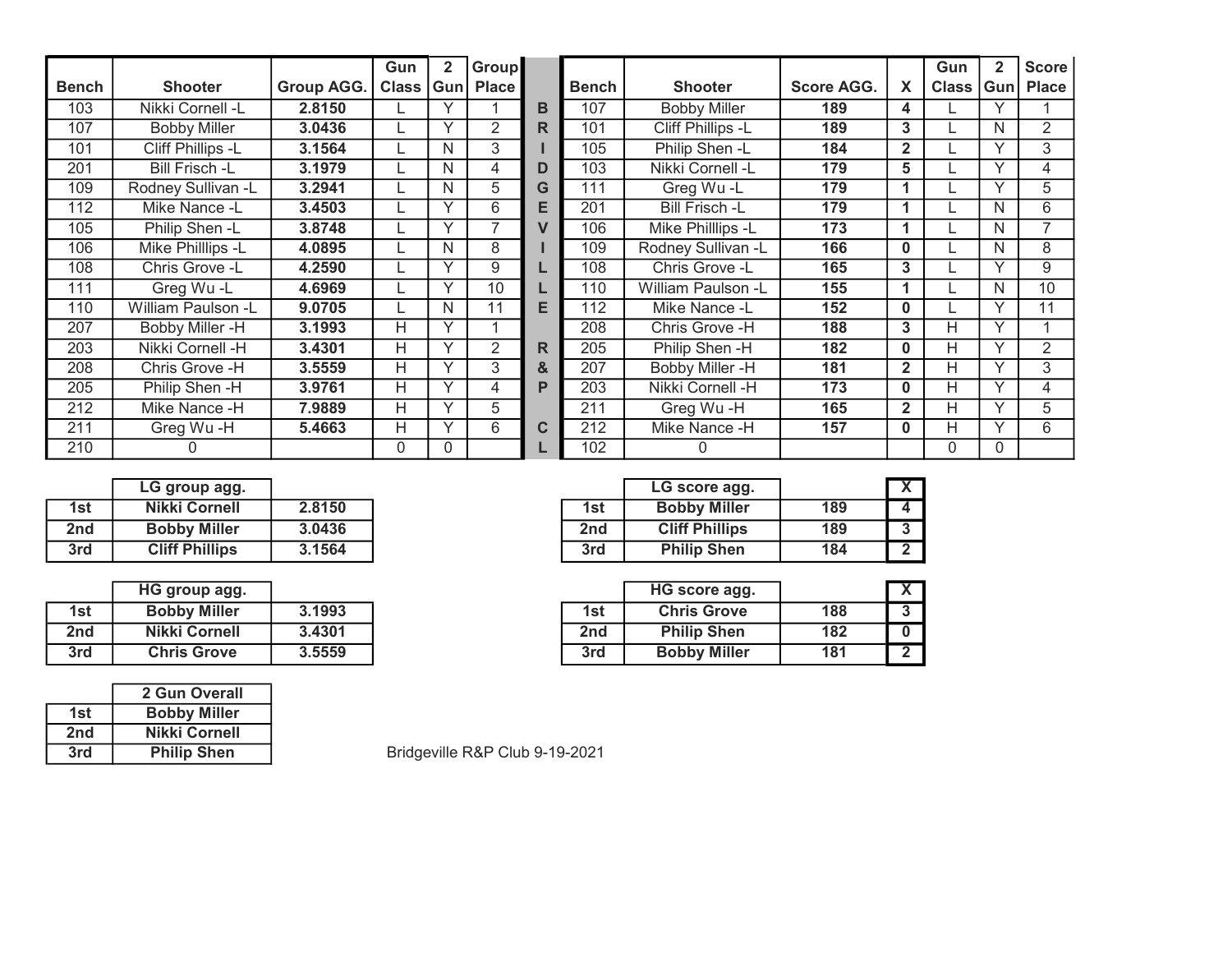| Bench | Shooter | Group AGG. | Gun Class | 2 Gun | Group Place |
|---|---|---|---|---|---|
| 103 | Nikki Cornell -L | **2.8150** | L | Y | 1 |
| 107 | Bobby Miller | **3.0436** | L | Y | 2 |
| 101 | Cliff Phillips -L | **3.1564** | L | N | 3 |
| 201 | Bill Frisch -L | **3.1979** | L | N | 4 |
| 109 | Rodney Sullivan -L | **3.2941** | L | N | 5 |
| 112 | Mike Nance -L | **3.4503** | L | Y | 6 |
| 105 | Philip Shen -L | **3.8748** | L | Y | 7 |
| 106 | Mike Philllips -L | **4.0895** | L | N | 8 |
| 108 | Chris Grove -L | **4.2590** | L | Y | 9 |
| 111 | Greg Wu -L | **4.6969** | L | Y | 10 |
| 110 | William Paulson -L | **9.0705** | L | N | 11 |
| 207 | Bobby Miller -H | **3.1993** | H | Y | 1 |
| 203 | Nikki Cornell -H | **3.4301** | H | Y | 2 |
| 208 | Chris Grove -H | **3.5559** | H | Y | 3 |
| 205 | Philip Shen -H | **3.9761** | H | Y | 4 |
| 212 | Mike Nance -H | **7.9889** | H | Y | 5 |
| 211 | Greg Wu -H | **5.4663** | H | Y | 6 |
| 210 | 0 | | 0 | 0 | |

**BRIDGEVILLE R&P CL**

| Bench | Shooter | Score AGG. | X | Gun Class | 2 Gun | Score Place |
|---|---|---|---|---|---|---|
| 107 | Bobby Miller | **189** | **4** | L | Y | 1 |
| 101 | Cliff Phillips -L | **189** | **3** | L | N | 2 |
| 105 | Philip Shen -L | **184** | **2** | L | Y | 3 |
| 103 | Nikki Cornell -L | **179** | **5** | L | Y | 4 |
| 111 | Greg Wu -L | **179** | **1** | L | Y | 5 |
| 201 | Bill Frisch -L | **179** | **1** | L | N | 6 |
| 106 | Mike Philllips -L | **173** | **1** | L | N | 7 |
| 109 | Rodney Sullivan -L | **166** | **0** | L | N | 8 |
| 108 | Chris Grove -L | **165** | **3** | L | Y | 9 |
| 110 | William Paulson -L | **155** | **1** | L | N | 10 |
| 112 | Mike Nance -L | **152** | **0** | L | Y | 11 |
| 208 | Chris Grove -H | **188** | **3** | H | Y | 1 |
| 205 | Philip Shen -H | **182** | **0** | H | Y | 2 |
| 207 | Bobby Miller -H | **181** | **2** | H | Y | 3 |
| 203 | Nikki Cornell -H | **173** | **0** | H | Y | 4 |
| 211 | Greg Wu -H | **165** | **2** | H | Y | 5 |
| 212 | Mike Nance -H | **157** | **0** | H | Y | 6 |
| 102 | 0 | | | 0 | 0 | |

| | LG group agg. | |
|---|---|---|
| **1st** | **Nikki Cornell** | **2.8150** |
| **2nd** | **Bobby Miller** | **3.0436** |
| **3rd** | **Cliff Phillips** | **3.1564** |

| | LG score agg. | | X |
|---|---|---|---|
| **1st** | **Bobby Miller** | **189** | **4** |
| **2nd** | **Cliff Phillips** | **189** | **3** |
| **3rd** | **Philip Shen** | **184** | **2** |

| | HG group agg. | |
|---|---|---|
| **1st** | **Bobby Miller** | **3.1993** |
| **2nd** | **Nikki Cornell** | **3.4301** |
| **3rd** | **Chris Grove** | **3.5559** |

| | HG score agg. | | X |
|---|---|---|---|
| **1st** | **Chris Grove** | **188** | **3** |
| **2nd** | **Philip Shen** | **182** | **0** |
| **3rd** | **Bobby Miller** | **181** | **2** |

| | 2 Gun Overall |
|---|---|
| **1st** | **Bobby Miller** |
| **2nd** | **Nikki Cornell** |
| **3rd** | **Philip Shen** |

Bridgeville R&P Club 9-19-2021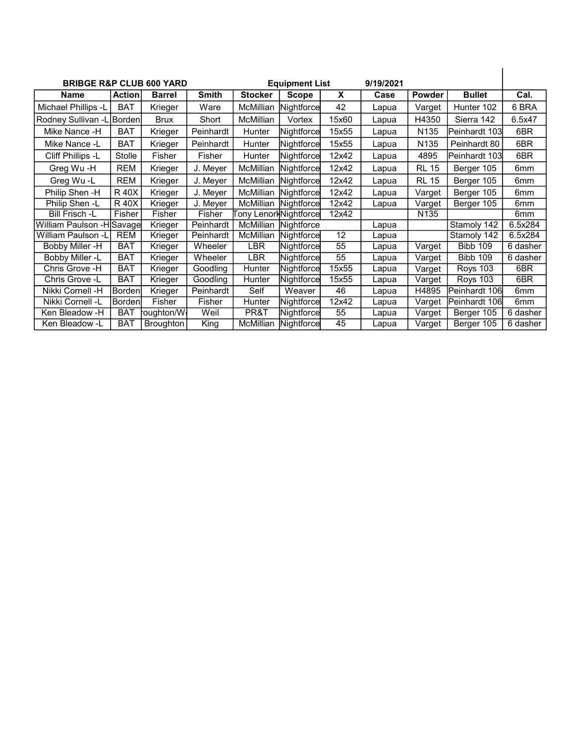**BRIBGE R&P CLUB 600 YARD** **Equipment List** **9/19/2021**

| Name | Action | Barrel | Smith | Stocker | Scope | X | Case | Powder | Bullet | Cal. |
|---|---|---|---|---|---|---|---|---|---|---|
| Michael Phillips -L | BAT | Krieger | Ware | McMillian | Nightforce | 42 | Lapua | Varget | Hunter 102 | 6 BRA |
| Rodney Sullivan -L | Borden | Brux | Short | McMillian | Vortex | 15x60 | Lapua | H4350 | Sierra 142 | 6.5x47 |
| Mike Nance -H | BAT | Krieger | Peinhardt | Hunter | Nightforce | 15x55 | Lapua | N135 | Peinhardt 103 | 6BR |
| Mike Nance -L | BAT | Krieger | Peinhardt | Hunter | Nightforce | 15x55 | Lapua | N135 | Peinhardt 80 | 6BR |
| Cliff Phillips -L | Stolle | Fisher | Fisher | Hunter | Nightforce | 12x42 | Lapua | 4895 | Peinhardt 103 | 6BR |
| Greg Wu -H | REM | Krieger | J. Meyer | McMillian | Nightforce | 12x42 | Lapua | RL 15 | Berger 105 | 6mm |
| Greg Wu -L | REM | Krieger | J. Meyer | McMillian | Nightforce | 12x42 | Lapua | RL 15 | Berger 105 | 6mm |
| Philip Shen -H | R 40X | Krieger | J. Meyer | McMillian | Nightforce | 12x42 | Lapua | Varget | Berger 105 | 6mm |
| Philip Shen -L | R 40X | Krieger | J. Meyer | McMillian | Nightforce | 12x42 | Lapua | Varget | Berger 105 | 6mm |
| Bill Frisch -L | Fisher | Fisher | Fisher | Tony Lenork | Nightforce | 12x42 | | N135 | | 6mm |
| William Paulson -H | Savage | Krieger | Peinhardt | McMillian | Nightforce | | Lapua | | Stamoly 142 | 6.5x284 |
| William Paulson -L | REM | Krieger | Peinhardt | McMillian | Nightforce | 12 | Lapua | | Stamoly 142 | 6.5x284 |
| Bobby Miller -H | BAT | Krieger | Wheeler | LBR | Nightforce | 55 | Lapua | Varget | Bibb 109 | 6 dasher |
| Bobby Miller -L | BAT | Krieger | Wheeler | LBR | Nightforce | 55 | Lapua | Varget | Bibb 109 | 6 dasher |
| Chris Grove -H | BAT | Krieger | Goodling | Hunter | Nightforce | 15x55 | Lapua | Varget | Roys 103 | 6BR |
| Chris Grove -L | BAT | Krieger | Goodling | Hunter | Nightforce | 15x55 | Lapua | Varget | Roys 103 | 6BR |
| Nikki Cornell -H | Borden | Krieger | Peinhardt | Self | Weaver | 46 | Lapua | H4895 | Peinhardt 106 | 6mm |
| Nikki Cornell -L | Borden | Fisher | Fisher | Hunter | Nightforce | 12x42 | Lapua | Varget | Peinhardt 106 | 6mm |
| Ken Bleadow -H | BAT | roughton/W | Weil | PR&T | Nightforce | 55 | Lapua | Varget | Berger 105 | 6 dasher |
| Ken Bleadow -L | BAT | Broughton | King | McMillian | Nightforce | 45 | Lapua | Varget | Berger 105 | 6 dasher |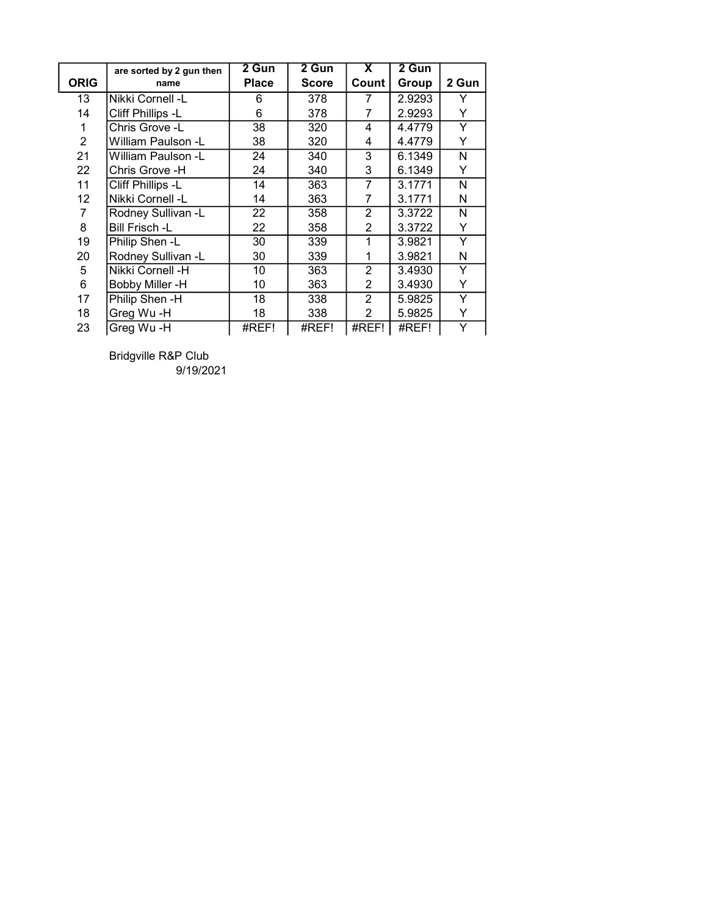| ORIG | are sorted by 2 gun then name | 2 Gun Place | 2 Gun Score | X Count | 2 Gun Group | 2 Gun |
|---|---|---|---|---|---|---|
| 13 | Nikki Cornell -L | 6 | 378 | 7 | 2.9293 | Y |
| 14 | Cliff Phillips -L | 6 | 378 | 7 | 2.9293 | Y |
| 1 | Chris Grove -L | 38 | 320 | 4 | 4.4779 | Y |
| 2 | William Paulson -L | 38 | 320 | 4 | 4.4779 | Y |
| 21 | William Paulson -L | 24 | 340 | 3 | 6.1349 | N |
| 22 | Chris Grove -H | 24 | 340 | 3 | 6.1349 | Y |
| 11 | Cliff Phillips -L | 14 | 363 | 7 | 3.1771 | N |
| 12 | Nikki Cornell -L | 14 | 363 | 7 | 3.1771 | N |
| 7 | Rodney Sullivan -L | 22 | 358 | 2 | 3.3722 | N |
| 8 | Bill Frisch -L | 22 | 358 | 2 | 3.3722 | Y |
| 19 | Philip Shen -L | 30 | 339 | 1 | 3.9821 | Y |
| 20 | Rodney Sullivan -L | 30 | 339 | 1 | 3.9821 | N |
| 5 | Nikki Cornell -H | 10 | 363 | 2 | 3.4930 | Y |
| 6 | Bobby Miller -H | 10 | 363 | 2 | 3.4930 | Y |
| 17 | Philip Shen -H | 18 | 338 | 2 | 5.9825 | Y |
| 18 | Greg Wu -H | 18 | 338 | 2 | 5.9825 | Y |
| 23 | Greg Wu -H | #REF! | #REF! | #REF! | #REF! | Y |

Bridgville R&P Club
9/19/2021